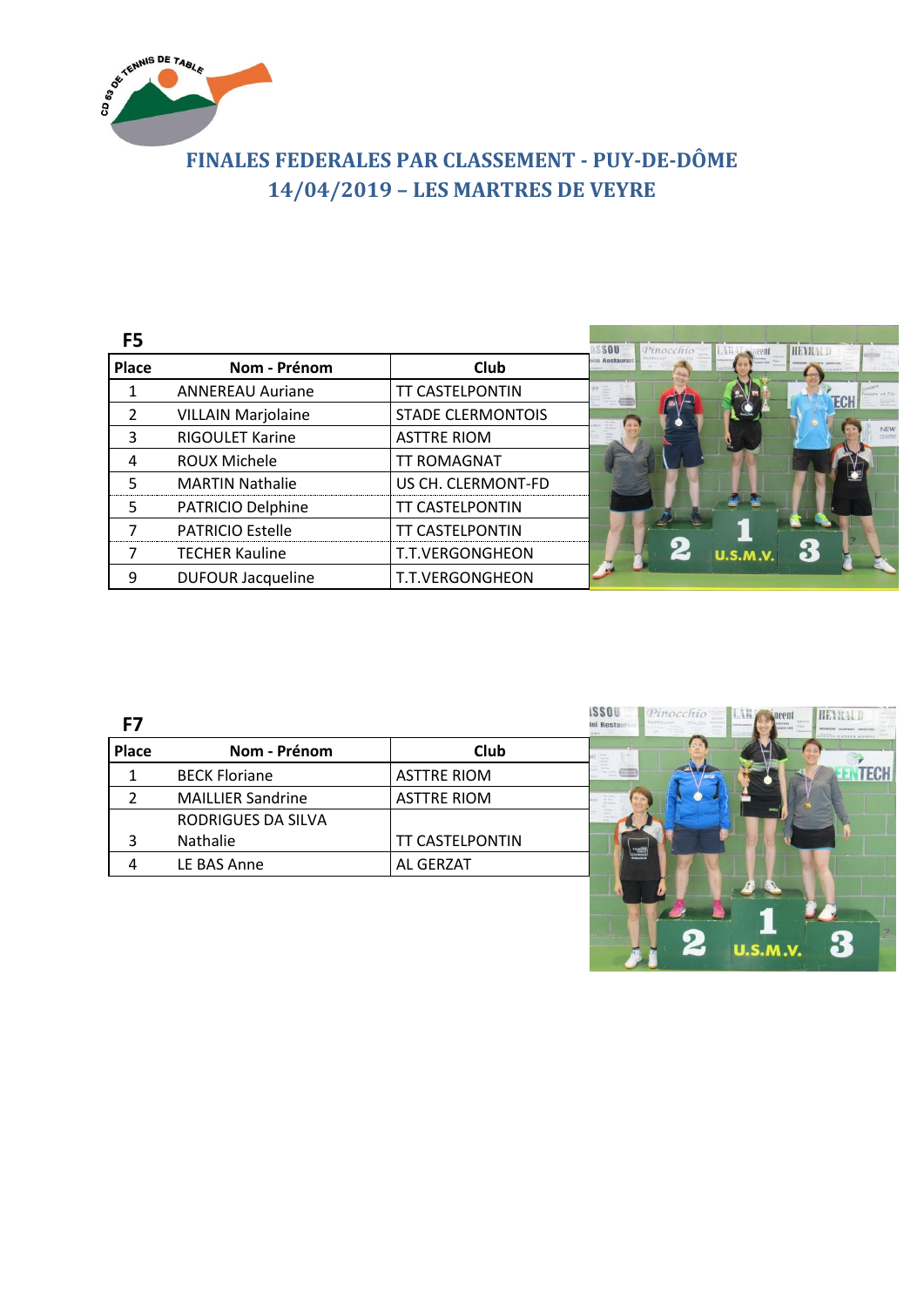# FINALES FEDERALES PAR CLASSEMENT - PUY-DE-DÔME
## 14/04/2019 – LES MARTRES DE VEYRE

### F5

| Place | Nom - Prénom | Club |
|---|---|---|
| 1 | ANNEREAU Auriane | TT CASTELPONTIN |
| 2 | VILLAIN Marjolaine | STADE CLERMONTOIS |
| 3 | RIGOULET Karine | ASTTRE RIOM |
| 4 | ROUX Michele | TT ROMAGNAT |
| 5 | MARTIN Nathalie | US CH. CLERMONT-FD |
| 5 | PATRICIO Delphine | TT CASTELPONTIN |
| 7 | PATRICIO Estelle | TT CASTELPONTIN |
| 7 | TECHER Kauline | T.T.VERGONGHEON |
| 9 | DUFOUR Jacqueline | T.T.VERGONGHEON |

### F7

| Place | Nom - Prénom | Club |
|---|---|---|
| 1 | BECK Floriane | ASTTRE RIOM |
| 2 | MAILLIER Sandrine | ASTTRE RIOM |
| 3 | RODRIGUES DA SILVA Nathalie | TT CASTELPONTIN |
| 4 | LE BAS Anne | AL GERZAT |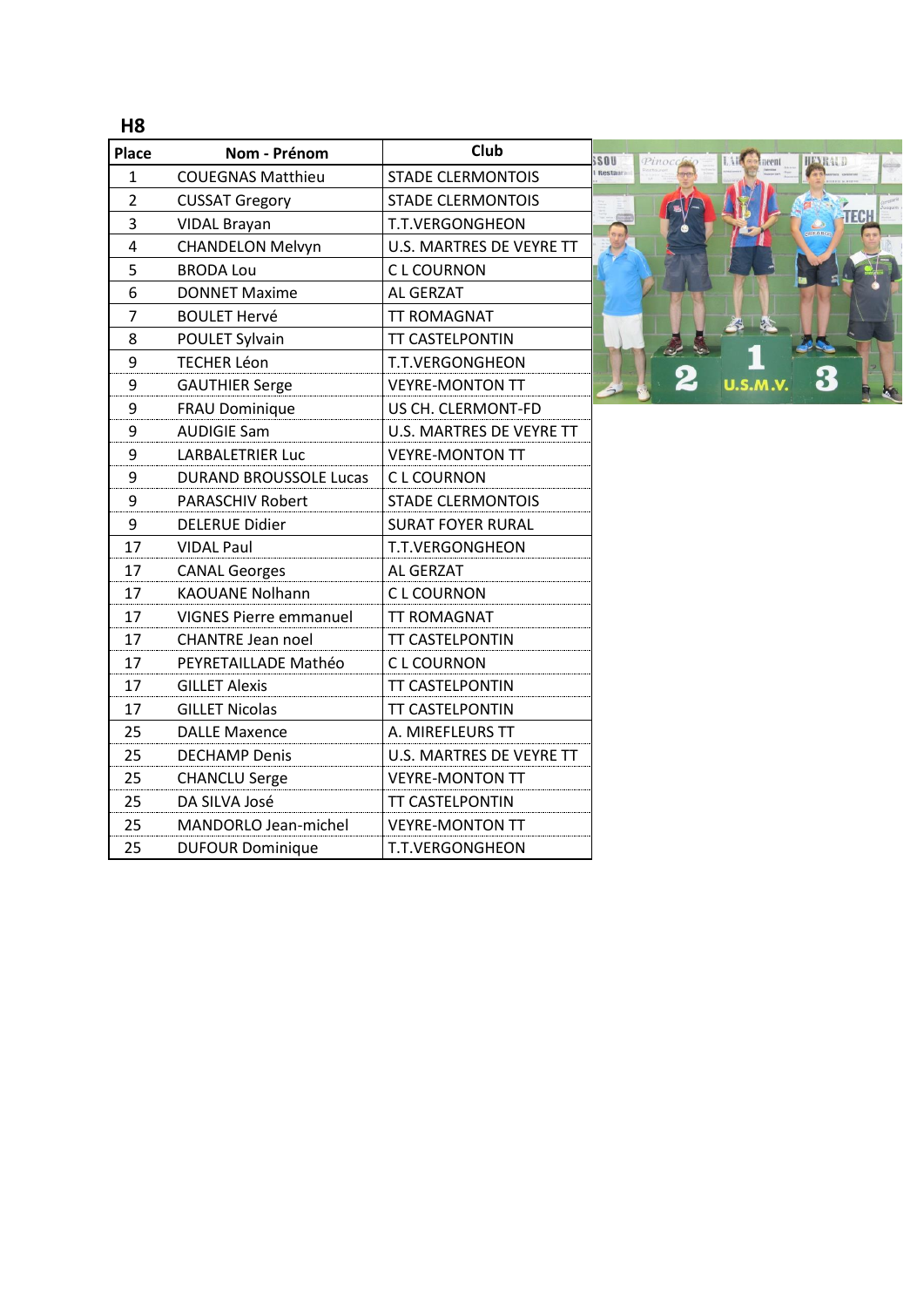## H8

| Place | Nom - Prénom | Club |
|---|---|---|
| 1 | COUEGNAS Matthieu | STADE CLERMONTOIS |
| 2 | CUSSAT Gregory | STADE CLERMONTOIS |
| 3 | VIDAL Brayan | T.T.VERGONGHEON |
| 4 | CHANDELON Melvyn | U.S. MARTRES DE VEYRE TT |
| 5 | BRODA Lou | C L COURNON |
| 6 | DONNET Maxime | AL GERZAT |
| 7 | BOULET Hervé | TT ROMAGNAT |
| 8 | POULET Sylvain | TT CASTELPONTIN |
| 9 | TECHER Léon | T.T.VERGONGHEON |
| 9 | GAUTHIER Serge | VEYRE-MONTON TT |
| 9 | FRAU Dominique | US CH. CLERMONT-FD |
| 9 | AUDIGIE Sam | U.S. MARTRES DE VEYRE TT |
| 9 | LARBALETRIER Luc | VEYRE-MONTON TT |
| 9 | DURAND BROUSSOLE Lucas | C L COURNON |
| 9 | PARASCHIV Robert | STADE CLERMONTOIS |
| 9 | DELERUE Didier | SURAT FOYER RURAL |
| 17 | VIDAL Paul | T.T.VERGONGHEON |
| 17 | CANAL Georges | AL GERZAT |
| 17 | KAOUANE Nolhann | C L COURNON |
| 17 | VIGNES Pierre emmanuel | TT ROMAGNAT |
| 17 | CHANTRE Jean noel | TT CASTELPONTIN |
| 17 | PEYRETAILLADE Mathéo | C L COURNON |
| 17 | GILLET Alexis | TT CASTELPONTIN |
| 17 | GILLET Nicolas | TT CASTELPONTIN |
| 25 | DALLE Maxence | A. MIREFLEURS TT |
| 25 | DECHAMP Denis | U.S. MARTRES DE VEYRE TT |
| 25 | CHANCLU Serge | VEYRE-MONTON TT |
| 25 | DA SILVA José | TT CASTELPONTIN |
| 25 | MANDORLO Jean-michel | VEYRE-MONTON TT |
| 25 | DUFOUR Dominique | T.T.VERGONGHEON |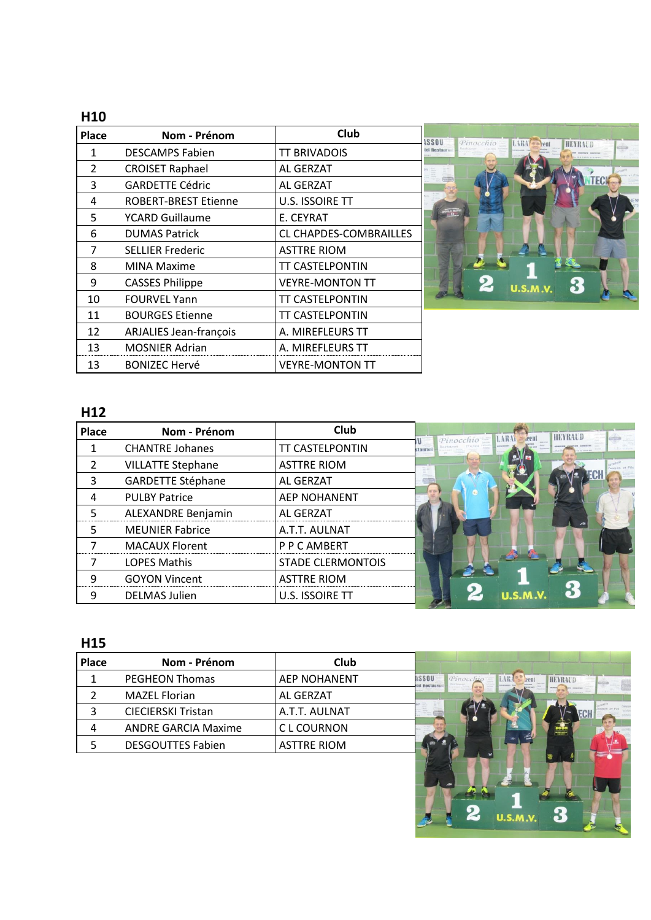## H10

| Place | Nom - Prénom | Club |
|---|---|---|
| 1 | DESCAMPS Fabien | TT BRIVADOIS |
| 2 | CROISET Raphael | AL GERZAT |
| 3 | GARDETTE Cédric | AL GERZAT |
| 4 | ROBERT-BREST Etienne | U.S. ISSOIRE TT |
| 5 | YCARD Guillaume | E. CEYRAT |
| 6 | DUMAS Patrick | CL CHAPDES-COMBRAILLES |
| 7 | SELLIER Frederic | ASTTRE RIOM |
| 8 | MINA Maxime | TT CASTELPONTIN |
| 9 | CASSES Philippe | VEYRE-MONTON TT |
| 10 | FOURVEL Yann | TT CASTELPONTIN |
| 11 | BOURGES Etienne | TT CASTELPONTIN |
| 12 | ARJALIES Jean-françois | A. MIREFLEURS TT |
| 13 | MOSNIER Adrian | A. MIREFLEURS TT |
| 13 | BONIZEC Hervé | VEYRE-MONTON TT |

## H12

| Place | Nom - Prénom | Club |
|---|---|---|
| 1 | CHANTRE Johanes | TT CASTELPONTIN |
| 2 | VILLATTE Stephane | ASTTRE RIOM |
| 3 | GARDETTE Stéphane | AL GERZAT |
| 4 | PULBY Patrice | AEP NOHANENT |
| 5 | ALEXANDRE Benjamin | AL GERZAT |
| 5 | MEUNIER Fabrice | A.T.T. AULNAT |
| 7 | MACAUX Florent | P P C AMBERT |
| 7 | LOPES Mathis | STADE CLERMONTOIS |
| 9 | GOYON Vincent | ASTTRE RIOM |
| 9 | DELMAS Julien | U.S. ISSOIRE TT |

## H15

| Place | Nom - Prénom | Club |
|---|---|---|
| 1 | PEGHEON Thomas | AEP NOHANENT |
| 2 | MAZEL Florian | AL GERZAT |
| 3 | CIECIERSKI Tristan | A.T.T. AULNAT |
| 4 | ANDRE GARCIA Maxime | C L COURNON |
| 5 | DESGOUTTES Fabien | ASTTRE RIOM |